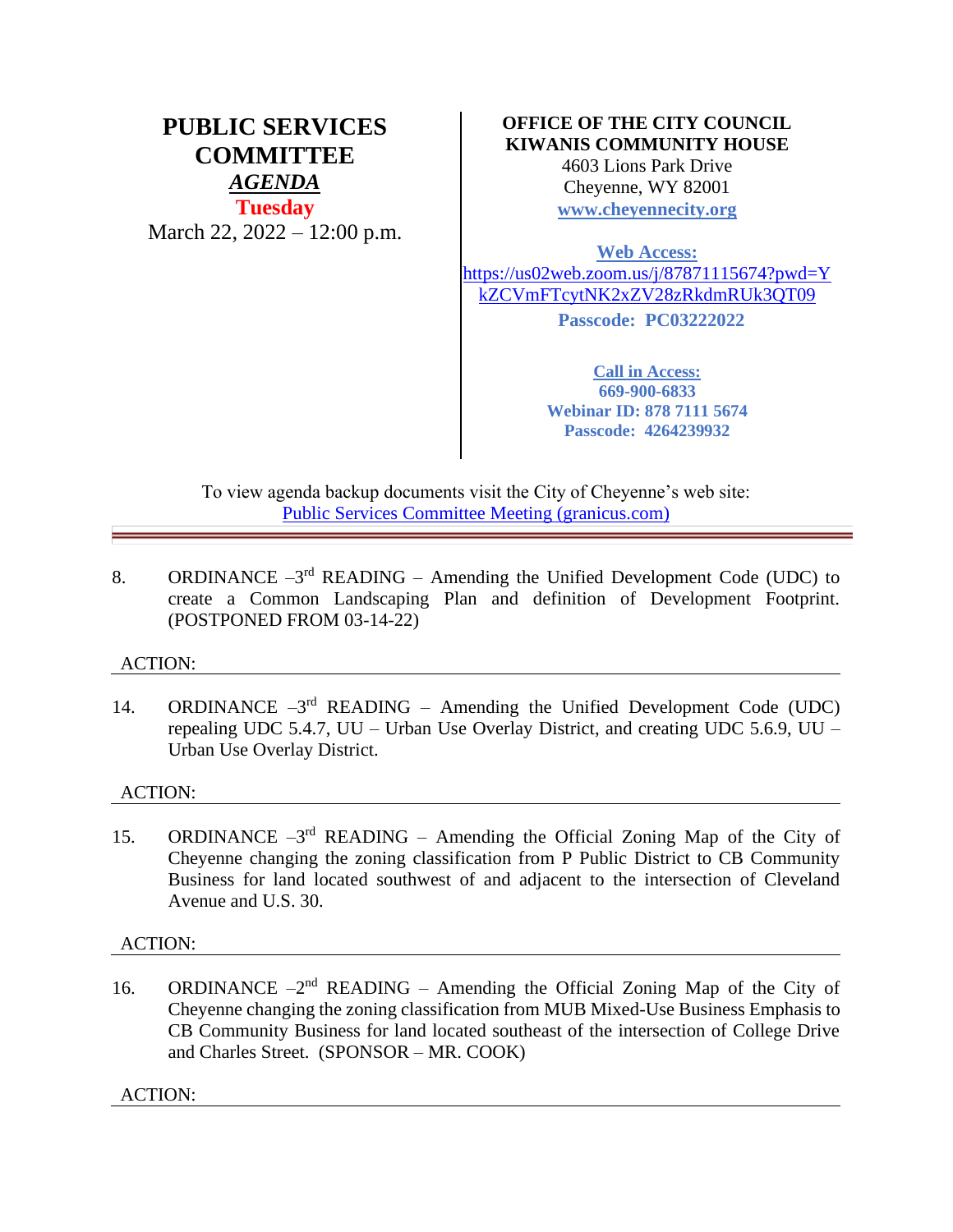# PUBLIC SERVICES COMMITTEE

***AGENDA***

**Tuesday**

March 22, 2022 – 12:00 p.m.

**OFFICE OF THE CITY COUNCIL**
**KIWANIS COMMUNITY HOUSE**
4603 Lions Park Drive
Cheyenne, WY 82001
**www.cheyennecity.org**

**Web Access:**
https://us02web.zoom.us/j/87871115674?pwd=YkZCVmFTcytNK2xZV28zRkdmRUk3QT09
**Passcode: PC03222022**

**Call in Access:**
**669-900-6833**
**Webinar ID: 878 7111 5674**
**Passcode: 4264239932**

To view agenda backup documents visit the City of Cheyenne's web site:
Public Services Committee Meeting (granicus.com)

---

8. ORDINANCE –3rd READING – Amending the Unified Development Code (UDC) to create a Common Landscaping Plan and definition of Development Footprint. (POSTPONED FROM 03-14-22)

ACTION:

---

14. ORDINANCE –3rd READING – Amending the Unified Development Code (UDC) repealing UDC 5.4.7, UU – Urban Use Overlay District, and creating UDC 5.6.9, UU – Urban Use Overlay District.

ACTION:

---

15. ORDINANCE –3rd READING – Amending the Official Zoning Map of the City of Cheyenne changing the zoning classification from P Public District to CB Community Business for land located southwest of and adjacent to the intersection of Cleveland Avenue and U.S. 30.

ACTION:

---

16. ORDINANCE –2nd READING – Amending the Official Zoning Map of the City of Cheyenne changing the zoning classification from MUB Mixed-Use Business Emphasis to CB Community Business for land located southeast of the intersection of College Drive and Charles Street. (SPONSOR – MR. COOK)

ACTION:

---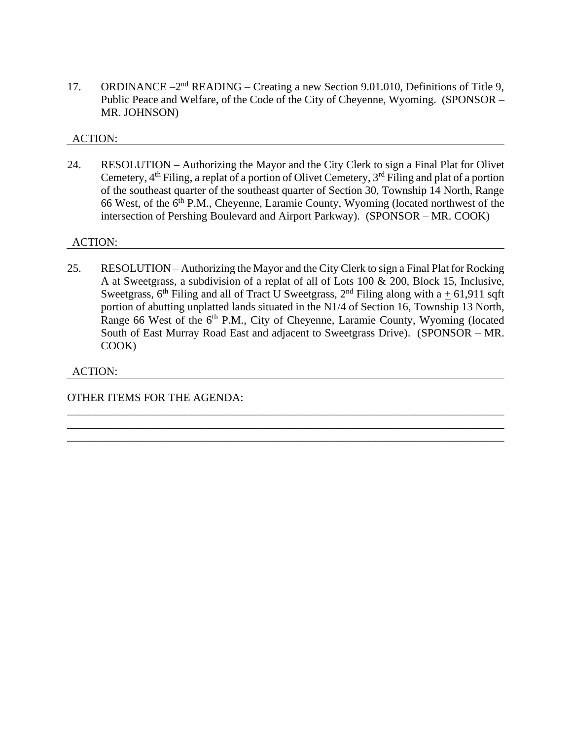17. ORDINANCE –2nd READING – Creating a new Section 9.01.010, Definitions of Title 9, Public Peace and Welfare, of the Code of the City of Cheyenne, Wyoming. (SPONSOR – MR. JOHNSON)

ACTION: ___________________________________________________________________________

24. RESOLUTION – Authorizing the Mayor and the City Clerk to sign a Final Plat for Olivet Cemetery, 4th Filing, a replat of a portion of Olivet Cemetery, 3rd Filing and plat of a portion of the southeast quarter of the southeast quarter of Section 30, Township 14 North, Range 66 West, of the 6th P.M., Cheyenne, Laramie County, Wyoming (located northwest of the intersection of Pershing Boulevard and Airport Parkway). (SPONSOR – MR. COOK)

ACTION: ___________________________________________________________________________

25. RESOLUTION – Authorizing the Mayor and the City Clerk to sign a Final Plat for Rocking A at Sweetgrass, a subdivision of a replat of all of Lots 100 & 200, Block 15, Inclusive, Sweetgrass, 6th Filing and all of Tract U Sweetgrass, 2nd Filing along with a ± 61,911 sqft portion of abutting unplatted lands situated in the N1/4 of Section 16, Township 13 North, Range 66 West of the 6th P.M., City of Cheyenne, Laramie County, Wyoming (located South of East Murray Road East and adjacent to Sweetgrass Drive). (SPONSOR – MR. COOK)

ACTION: ___________________________________________________________________________

OTHER ITEMS FOR THE AGENDA:

___________________________________________________________________________________

___________________________________________________________________________________

___________________________________________________________________________________